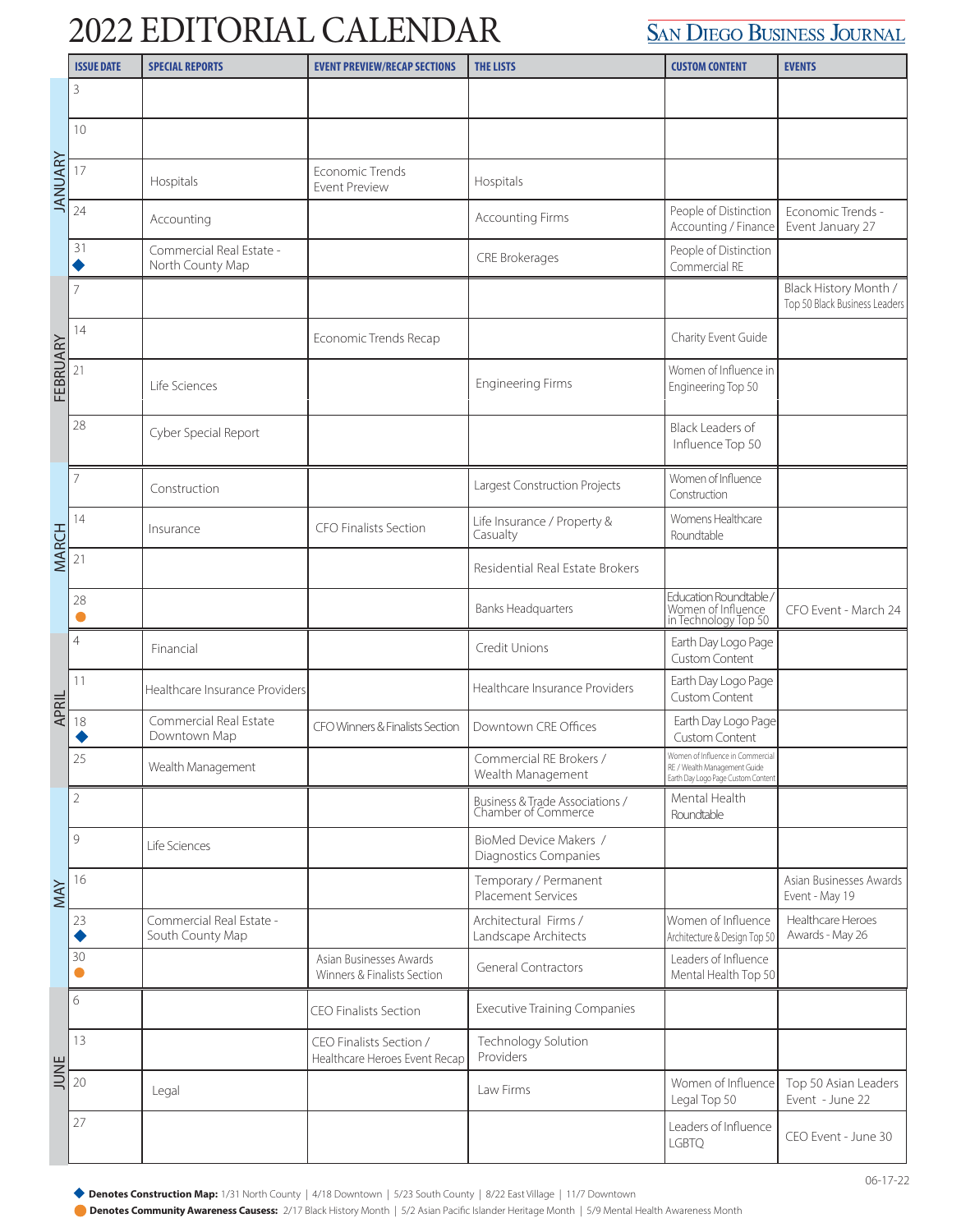# 2022 EDITORIAL CALENDAR

SAN DIEGO BUSINESS JOURNAL

| MONTH | ISSUE DATE | SPECIAL REPORTS | EVENT PREVIEW/RECAP SECTIONS | THE LISTS | CUSTOM CONTENT | EVENTS |
|---|---|---|---|---|---|---|
| JANUARY | 3 | | | | | |
| | 10 | | | | | |
| | 17 | Hospitals | Economic Trends Event Preview | Hospitals | | |
| | 24 | Accounting | | Accounting Firms | People of Distinction Accounting / Finance | Economic Trends - Event January 27 |
| | 31 ◆ | Commercial Real Estate - North County Map | | CRE Brokerages | People of Distinction Commercial RE | |
| FEBRUARY | 7 | | | | | Black History Month / Top 50 Black Business Leaders |
| | 14 | | Economic Trends Recap | | Charity Event Guide | |
| | 21 | Life Sciences | | Engineering Firms | Women of Influence in Engineering Top 50 | |
| | 28 | Cyber Special Report | | | Black Leaders of Influence Top 50 | |
| MARCH | 7 | Construction | | Largest Construction Projects | Women of Influence Construction | |
| | 14 | Insurance | CFO Finalists Section | Life Insurance / Property & Casualty | Womens Healthcare Roundtable | |
| | 21 | | | Residential Real Estate Brokers | | |
| | 28 ● | | | Banks Headquarters | Education Roundtable / Women of Influence in Technology Top 50 | CFO Event - March 24 |
| APRIL | 4 | Financial | | Credit Unions | Earth Day Logo Page Custom Content | |
| | 11 | Healthcare Insurance Providers | | Healthcare Insurance Providers | Earth Day Logo Page Custom Content | |
| | 18 ◆ | Commercial Real Estate Downtown Map | CFO Winners & Finalists Section | Downtown CRE Offices | Earth Day Logo Page Custom Content | |
| | 25 | Wealth Management | | Commercial RE Brokers / Wealth Management | Women of Influence in Commercial RE / Wealth Management Guide Earth Day Logo Page Custom Content | |
| MAY | 2 | | | Business & Trade Associations / Chamber of Commerce | Mental Health Roundtable | |
| | 9 | Life Sciences | | BioMed Device Makers / Diagnostics Companies | | |
| | 16 | | | Temporary / Permanent Placement Services | | Asian Businesses Awards Event - May 19 |
| | 23 ◆ | Commercial Real Estate - South County Map | | Architectural Firms / Landscape Architects | Women of Influence Architecture & Design Top 50 | Healthcare Heroes Awards - May 26 |
| | 30 ● | | Asian Businesses Awards Winners & Finalists Section | General Contractors | Leaders of Influence Mental Health Top 50 | |
| JUNE | 6 | | CEO Finalists Section | Executive Training Companies | | |
| | 13 | | CEO Finalists Section / Healthcare Heroes Event Recap | Technology Solution Providers | | |
| | 20 | Legal | | Law Firms | Women of Influence Legal Top 50 | Top 50 Asian Leaders Event - June 22 |
| | 27 | | | | Leaders of Influence LGBTQ | CEO Event - June 30 |

06-17-22

◆ **Denotes Construction Map:** 1/31 North County | 4/18 Downtown | 5/23 South County | 8/22 East Village | 11/7 Downtown

● **Denotes Community Awareness Causes:** 2/17 Black History Month | 5/2 Asian Pacific Islander Heritage Month | 5/9 Mental Health Awareness Month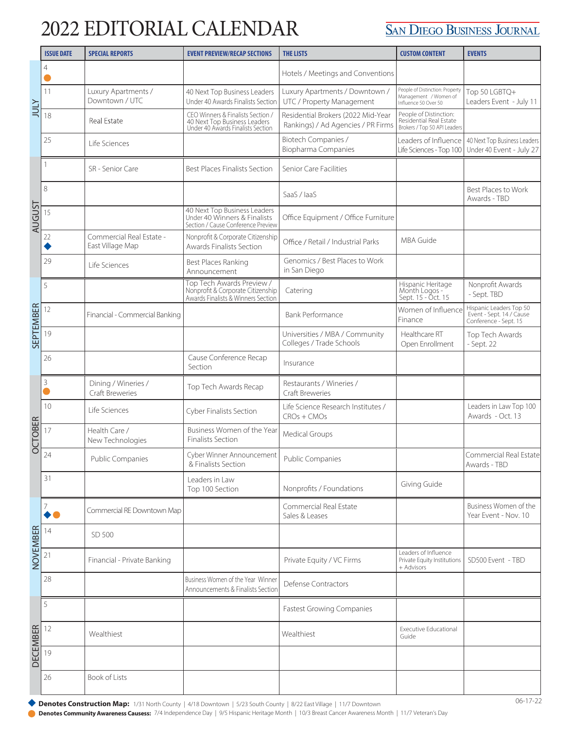# 2022 EDITORIAL CALENDAR

SAN DIEGO BUSINESS JOURNAL

| | ISSUE DATE | SPECIAL REPORTS | EVENT PREVIEW/RECAP SECTIONS | THE LISTS | CUSTOM CONTENT | EVENTS |
|---|---|---|---|---|---|---|
| JULY | 4 ● | | | Hotels / Meetings and Conventions | | |
| | 11 | Luxury Apartments / Downtown / UTC | 40 Next Top Business Leaders Under 40 Awards Finalists Section | Luxury Apartments / Downtown / UTC / Property Management | People of Distinction: Property Management / Women of Influence 50 Over 50 | Top 50 LGBTQ+ Leaders Event - July 11 |
| | 18 | Real Estate | CEO Winners & Finalists Section / 40 Next Top Business Leaders Under 40 Awards Finalists Section | Residential Brokers (2022 Mid-Year Rankings) / Ad Agencies / PR Firms | People of Distinction: Residential Real Estate Brokers / Top 50 API Leaders | |
| | 25 | Life Sciences | | Biotech Companies / Biopharma Companies | Leaders of Influence Life Sciences - Top 100 | 40 Next Top Business Leaders Under 40 Event - July 27 |
| AUGUST | 1 | SR - Senior Care | Best Places Finalists Section | Senior Care Facilities | | |
| | 8 | | | SaaS / IaaS | | Best Places to Work Awards - TBD |
| | 15 | | 40 Next Top Business Leaders Under 40 Winners & Finalists Section / Cause Conference Preview | Office Equipment / Office Furniture | | |
| | 22 ◆ | Commercial Real Estate - East Village Map | Nonprofit & Corporate Citizenship Awards Finalists Section | Office / Retail / Industrial Parks | MBA Guide | |
| | 29 | Life Sciences | Best Places Ranking Announcement | Genomics / Best Places to Work in San Diego | | |
| SEPTEMBER | 5 | | Top Tech Awards Preview / Nonprofit & Corporate Citizenship Awards Finalists & Winners Section | Catering | Hispanic Heritage Month Logos - Sept. 15 - Oct. 15 | Nonprofit Awards - Sept. TBD |
| | 12 | Financial - Commercial Banking | | Bank Performance | Women of Influence Finance | Hispanic Leaders Top 50 Event - Sept. 14 / Cause Conference - Sept. 15 |
| | 19 | | | Universities / MBA / Community Colleges / Trade Schools | Healthcare RT Open Enrollment | Top Tech Awards - Sept. 22 |
| | 26 | | Cause Conference Recap Section | Insurance | | |
| OCTOBER | 3 ● | Dining / Wineries / Craft Breweries | Top Tech Awards Recap | Restaurants / Wineries / Craft Breweries | | |
| | 10 | Life Sciences | Cyber Finalists Section | Life Science Research Institutes / CROs + CMOs | | Leaders in Law Top 100 Awards - Oct. 13 |
| | 17 | Health Care / New Technologies | Business Women of the Year Finalists Section | Medical Groups | | |
| | 24 | Public Companies | Cyber Winner Announcement & Finalists Section | Public Companies | | Commercial Real Estate Awards - TBD |
| | 31 | | Leaders in Law Top 100 Section | Nonprofits / Foundations | Giving Guide | |
| NOVEMBER | 7 ◆● | Commercial RE Downtown Map | | Commercial Real Estate Sales & Leases | | Business Women of the Year Event - Nov. 10 |
| | 14 | SD 500 | | | | |
| | 21 | Financial - Private Banking | | Private Equity / VC Firms | Leaders of Influence Private Equity Institutions + Advisors | SD500 Event - TBD |
| | 28 | | Business Women of the Year Winner Announcements & Finalists Section | Defense Contractors | | |
| DECEMBER | 5 | | | Fastest Growing Companies | | |
| | 12 | Wealthiest | | Wealthiest | Executive Educational Guide | |
| | 19 | | | | | |
| | 26 | Book of Lists | | | | |

◆ **Denotes Construction Map:** 1/31 North County | 4/18 Downtown | 5/23 South County | 8/22 East Village | 11/7 Downtown

● **Denotes Community Awareness Causess:** 7/4 Independence Day | 9/5 Hispanic Heritage Month | 10/3 Breast Cancer Awareness Month | 11/7 Veteran's Day

06-17-22